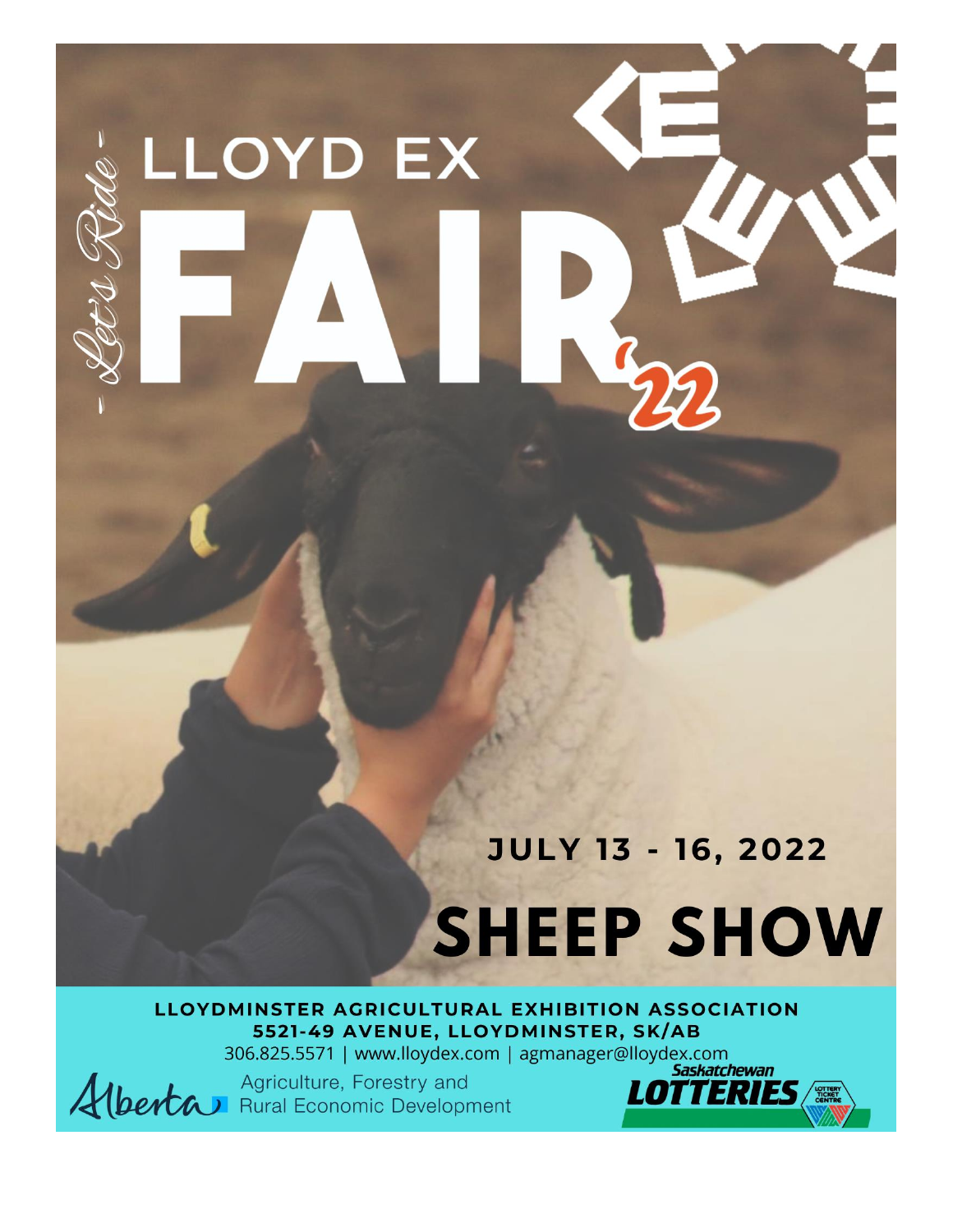- Let's Ride -

# LLOYD EX FAIR '22

## JULY 13 - 16, 2022

# SHEEP SHOW

**LLOYDMINSTER AGRICULTURAL EXHIBITION ASSOCIATION**
**5521-49 AVENUE, LLOYDMINSTER, SK/AB**
306.825.5571 | www.lloydex.com | agmanager@lloydex.com

Alberta Agriculture, Forestry and Rural Economic Development

Saskatchewan LOTTERIES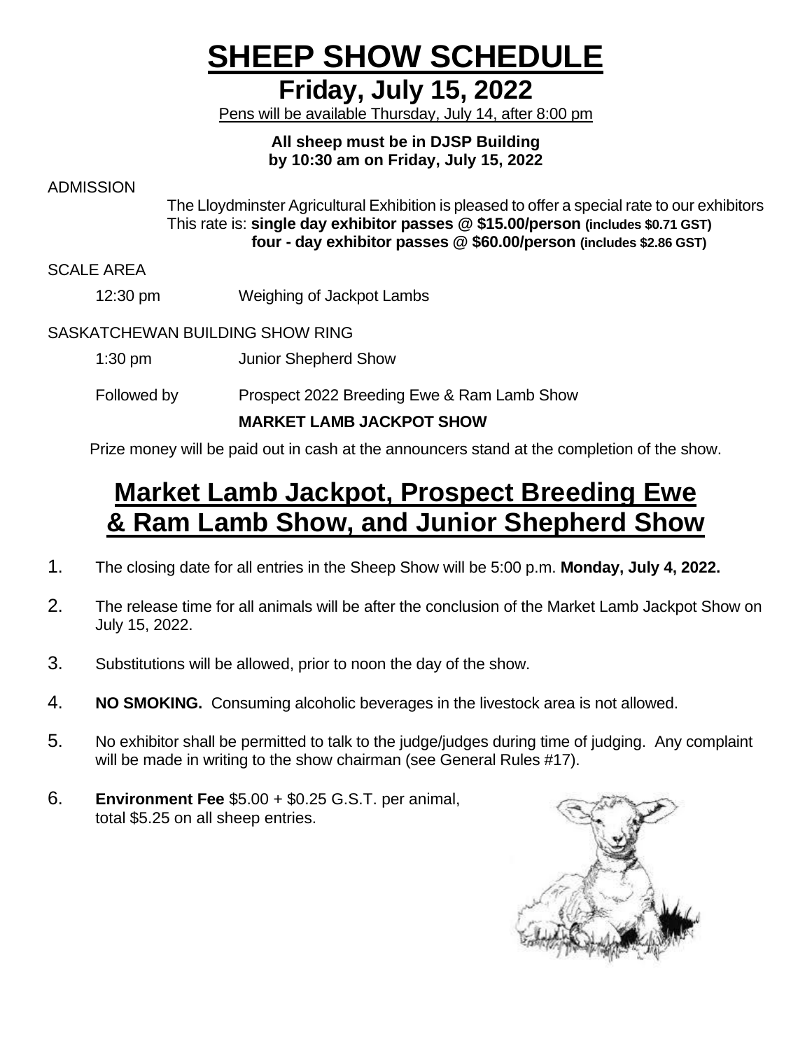# SHEEP SHOW SCHEDULE

## Friday, July 15, 2022

Pens will be available Thursday, July 14, after 8:00 pm

**All sheep must be in DJSP Building by 10:30 am on Friday, July 15, 2022**

ADMISSION

The Lloydminster Agricultural Exhibition is pleased to offer a special rate to our exhibitors This rate is: **single day exhibitor passes @ $15.00/person (includes $0.71 GST)**
**four - day exhibitor passes @ $60.00/person (includes $2.86 GST)**

SCALE AREA

12:30 pm Weighing of Jackpot Lambs

SASKATCHEWAN BUILDING SHOW RING

1:30 pm Junior Shepherd Show

Followed by Prospect 2022 Breeding Ewe & Ram Lamb Show

**MARKET LAMB JACKPOT SHOW**

Prize money will be paid out in cash at the announcers stand at the completion of the show.

## Market Lamb Jackpot, Prospect Breeding Ewe & Ram Lamb Show, and Junior Shepherd Show

1. The closing date for all entries in the Sheep Show will be 5:00 p.m. **Monday, July 4, 2022.**
2. The release time for all animals will be after the conclusion of the Market Lamb Jackpot Show on July 15, 2022.
3. Substitutions will be allowed, prior to noon the day of the show.
4. **NO SMOKING.** Consuming alcoholic beverages in the livestock area is not allowed.
5. No exhibitor shall be permitted to talk to the judge/judges during time of judging. Any complaint will be made in writing to the show chairman (see General Rules #17).
6. **Environment Fee** $5.00 + $0.25 G.S.T. per animal, total $5.25 on all sheep entries.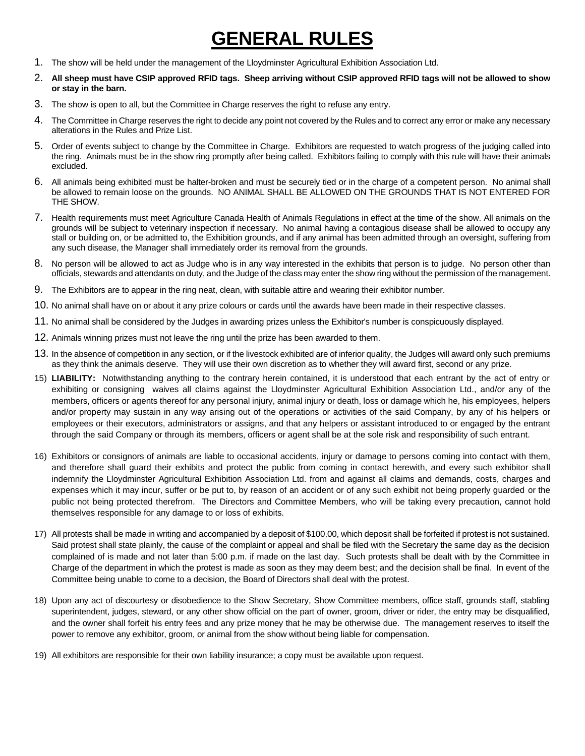# GENERAL RULES

1. The show will be held under the management of the Lloydminster Agricultural Exhibition Association Ltd.
2. **All sheep must have CSIP approved RFID tags. Sheep arriving without CSIP approved RFID tags will not be allowed to show or stay in the barn.**
3. The show is open to all, but the Committee in Charge reserves the right to refuse any entry.
4. The Committee in Charge reserves the right to decide any point not covered by the Rules and to correct any error or make any necessary alterations in the Rules and Prize List.
5. Order of events subject to change by the Committee in Charge. Exhibitors are requested to watch progress of the judging called into the ring. Animals must be in the show ring promptly after being called. Exhibitors failing to comply with this rule will have their animals excluded.
6. All animals being exhibited must be halter-broken and must be securely tied or in the charge of a competent person. No animal shall be allowed to remain loose on the grounds. NO ANIMAL SHALL BE ALLOWED ON THE GROUNDS THAT IS NOT ENTERED FOR THE SHOW.
7. Health requirements must meet Agriculture Canada Health of Animals Regulations in effect at the time of the show. All animals on the grounds will be subject to veterinary inspection if necessary. No animal having a contagious disease shall be allowed to occupy any stall or building on, or be admitted to, the Exhibition grounds, and if any animal has been admitted through an oversight, suffering from any such disease, the Manager shall immediately order its removal from the grounds.
8. No person will be allowed to act as Judge who is in any way interested in the exhibits that person is to judge. No person other than officials, stewards and attendants on duty, and the Judge of the class may enter the show ring without the permission of the management.
9. The Exhibitors are to appear in the ring neat, clean, with suitable attire and wearing their exhibitor number.
10. No animal shall have on or about it any prize colours or cards until the awards have been made in their respective classes.
11. No animal shall be considered by the Judges in awarding prizes unless the Exhibitor's number is conspicuously displayed.
12. Animals winning prizes must not leave the ring until the prize has been awarded to them.
13. In the absence of competition in any section, or if the livestock exhibited are of inferior quality, the Judges will award only such premiums as they think the animals deserve. They will use their own discretion as to whether they will award first, second or any prize.

15) **LIABILITY:** Notwithstanding anything to the contrary herein contained, it is understood that each entrant by the act of entry or exhibiting or consigning waives all claims against the Lloydminster Agricultural Exhibition Association Ltd., and/or any of the members, officers or agents thereof for any personal injury, animal injury or death, loss or damage which he, his employees, helpers and/or property may sustain in any way arising out of the operations or activities of the said Company, by any of his helpers or employees or their executors, administrators or assigns, and that any helpers or assistant introduced to or engaged by the entrant through the said Company or through its members, officers or agent shall be at the sole risk and responsibility of such entrant.

16) Exhibitors or consignors of animals are liable to occasional accidents, injury or damage to persons coming into contact with them, and therefore shall guard their exhibits and protect the public from coming in contact herewith, and every such exhibitor shall indemnify the Lloydminster Agricultural Exhibition Association Ltd. from and against all claims and demands, costs, charges and expenses which it may incur, suffer or be put to, by reason of an accident or of any such exhibit not being properly guarded or the public not being protected therefrom. The Directors and Committee Members, who will be taking every precaution, cannot hold themselves responsible for any damage to or loss of exhibits.

17) All protests shall be made in writing and accompanied by a deposit of $100.00, which deposit shall be forfeited if protest is not sustained. Said protest shall state plainly, the cause of the complaint or appeal and shall be filed with the Secretary the same day as the decision complained of is made and not later than 5:00 p.m. if made on the last day. Such protests shall be dealt with by the Committee in Charge of the department in which the protest is made as soon as they may deem best; and the decision shall be final. In event of the Committee being unable to come to a decision, the Board of Directors shall deal with the protest.

18) Upon any act of discourtesy or disobedience to the Show Secretary, Show Committee members, office staff, grounds staff, stabling superintendent, judges, steward, or any other show official on the part of owner, groom, driver or rider, the entry may be disqualified, and the owner shall forfeit his entry fees and any prize money that he may be otherwise due. The management reserves to itself the power to remove any exhibitor, groom, or animal from the show without being liable for compensation.

19) All exhibitors are responsible for their own liability insurance; a copy must be available upon request.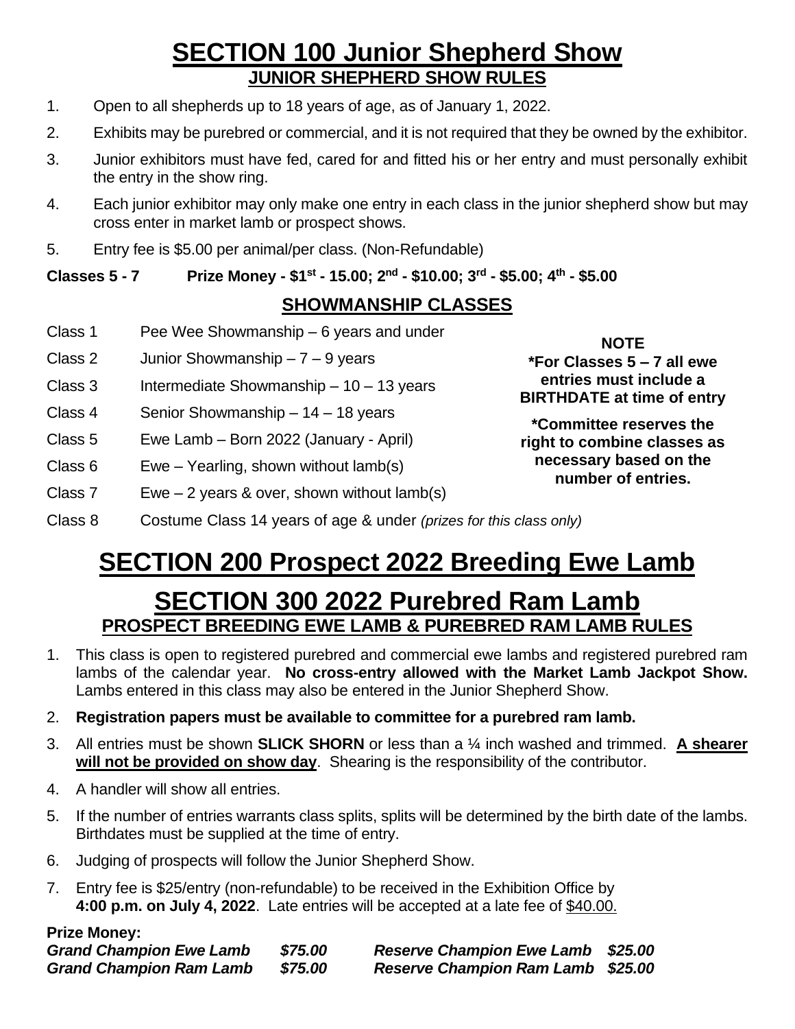# SECTION 100 Junior Shepherd Show

## JUNIOR SHEPHERD SHOW RULES

1. Open to all shepherds up to 18 years of age, as of January 1, 2022.
2. Exhibits may be purebred or commercial, and it is not required that they be owned by the exhibitor.
3. Junior exhibitors must have fed, cared for and fitted his or her entry and must personally exhibit the entry in the show ring.
4. Each junior exhibitor may only make one entry in each class in the junior shepherd show but may cross enter in market lamb or prospect shows.
5. Entry fee is $5.00 per animal/per class. (Non-Refundable)

**Classes 5 - 7 Prize Money - $1st - 15.00; 2nd - $10.00; 3rd - $5.00; 4th - $5.00**

## SHOWMANSHIP CLASSES

Class 1 Pee Wee Showmanship – 6 years and under

Class 2 Junior Showmanship – 7 – 9 years

Class 3 Intermediate Showmanship – 10 – 13 years

Class 4 Senior Showmanship – 14 – 18 years

Class 5 Ewe Lamb – Born 2022 (January - April)

Class 6 Ewe – Yearling, shown without lamb(s)

Class 7 Ewe – 2 years & over, shown without lamb(s)

Class 8 Costume Class 14 years of age & under *(prizes for this class only)*

**NOTE**

**\*For Classes 5 – 7 all ewe entries must include a BIRTHDATE at time of entry**

**\*Committee reserves the right to combine classes as necessary based on the number of entries.**

# SECTION 200 Prospect 2022 Breeding Ewe Lamb

# SECTION 300 2022 Purebred Ram Lamb

## PROSPECT BREEDING EWE LAMB & PUREBRED RAM LAMB RULES

1. This class is open to registered purebred and commercial ewe lambs and registered purebred ram lambs of the calendar year. **No cross-entry allowed with the Market Lamb Jackpot Show.** Lambs entered in this class may also be entered in the Junior Shepherd Show.
2. **Registration papers must be available to committee for a purebred ram lamb.**
3. All entries must be shown **SLICK SHORN** or less than a ¼ inch washed and trimmed. **A shearer will not be provided on show day**. Shearing is the responsibility of the contributor.
4. A handler will show all entries.
5. If the number of entries warrants class splits, splits will be determined by the birth date of the lambs. Birthdates must be supplied at the time of entry.
6. Judging of prospects will follow the Junior Shepherd Show.
7. Entry fee is $25/entry (non-refundable) to be received in the Exhibition Office by **4:00 p.m. on July 4, 2022**. Late entries will be accepted at a late fee of $40.00.

**Prize Money:**

| | | | |
|---|---|---|---|
| ***Grand Champion Ewe Lamb*** | ***$75.00*** | ***Reserve Champion Ewe Lamb*** | ***$25.00*** |
| ***Grand Champion Ram Lamb*** | ***$75.00*** | ***Reserve Champion Ram Lamb*** | ***$25.00*** |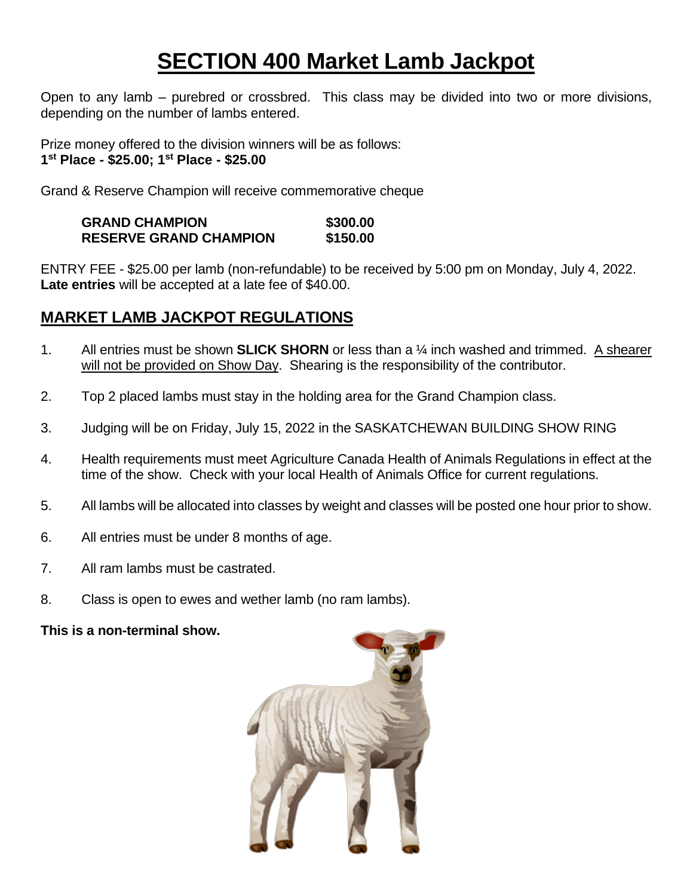# SECTION 400 Market Lamb Jackpot

Open to any lamb – purebred or crossbred. This class may be divided into two or more divisions, depending on the number of lambs entered.

Prize money offered to the division winners will be as follows:
**1st Place - $25.00; 1st Place - $25.00**

Grand & Reserve Champion will receive commemorative cheque

| | |
|---|---|
| **GRAND CHAMPION** | **$300.00** |
| **RESERVE GRAND CHAMPION** | **$150.00** |

ENTRY FEE - $25.00 per lamb (non-refundable) to be received by 5:00 pm on Monday, July 4, 2022. **Late entries** will be accepted at a late fee of $40.00.

## MARKET LAMB JACKPOT REGULATIONS

1. All entries must be shown **SLICK SHORN** or less than a ¼ inch washed and trimmed. A shearer will not be provided on Show Day. Shearing is the responsibility of the contributor.
2. Top 2 placed lambs must stay in the holding area for the Grand Champion class.
3. Judging will be on Friday, July 15, 2022 in the SASKATCHEWAN BUILDING SHOW RING
4. Health requirements must meet Agriculture Canada Health of Animals Regulations in effect at the time of the show. Check with your local Health of Animals Office for current regulations.
5. All lambs will be allocated into classes by weight and classes will be posted one hour prior to show.
6. All entries must be under 8 months of age.
7. All ram lambs must be castrated.
8. Class is open to ewes and wether lamb (no ram lambs).

**This is a non-terminal show.**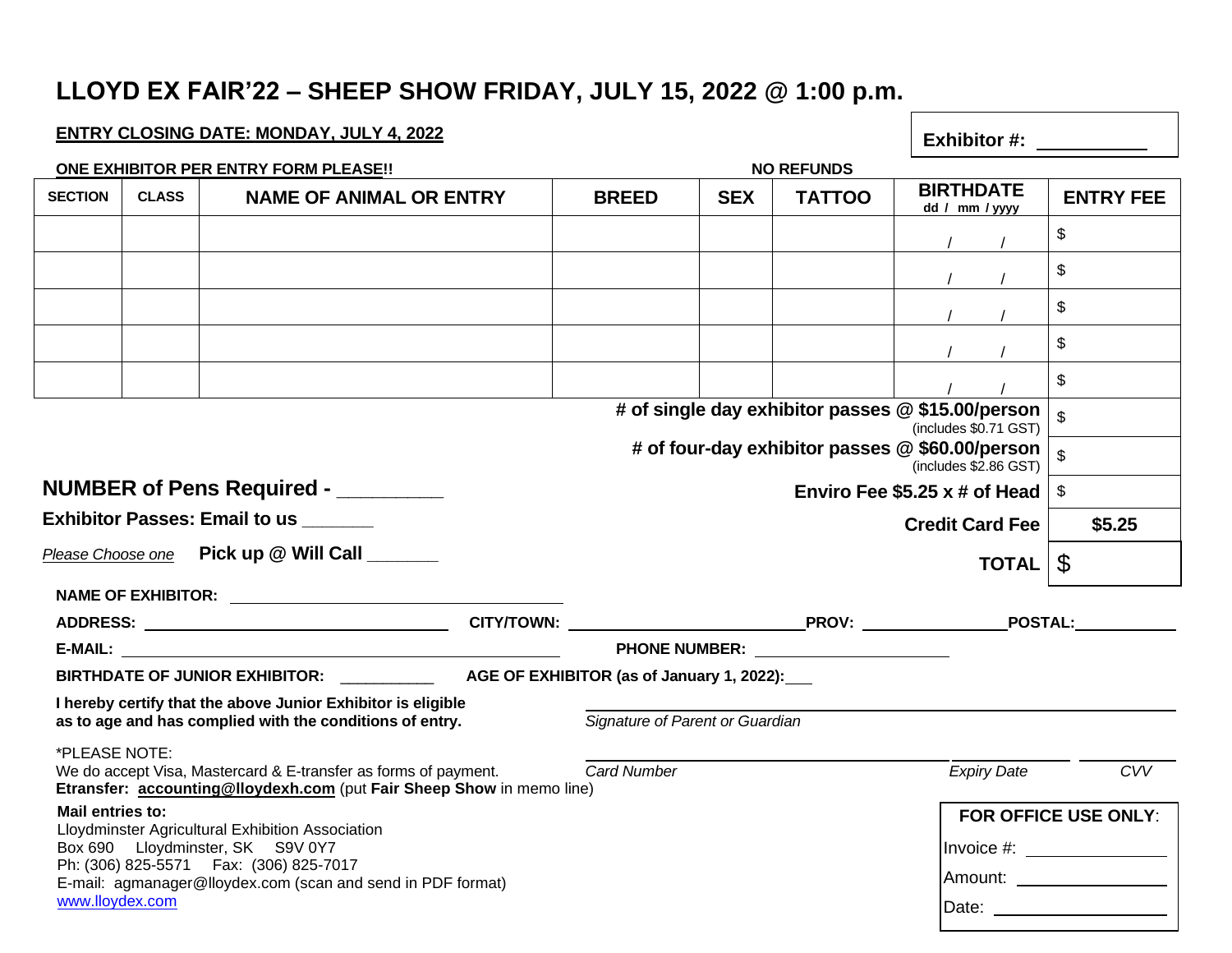# LLOYD EX FAIR'22 – SHEEP SHOW FRIDAY, JULY 15, 2022 @ 1:00 p.m.

**ENTRY CLOSING DATE: MONDAY, JULY 4, 2022**

**Exhibitor #:** ___________

**ONE EXHIBITOR PER ENTRY FORM PLEASE!!** **NO REFUNDS**

| SECTION | CLASS | NAME OF ANIMAL OR ENTRY | BREED | SEX | TATTOO | BIRTHDATE dd / mm / yyyy | ENTRY FEE |
|---|---|---|---|---|---|---|---|
| | | | | | | / / | $ |
| | | | | | | / / | $ |
| | | | | | | / / | $ |
| | | | | | | / / | $ |
| | | | | | | / / | $ |
| | | | | | | **# of single day exhibitor passes @ $15.00/person** (includes $0.71 GST) | $ |
| | | | | | | **# of four-day exhibitor passes @ $60.00/person** (includes $2.86 GST) | $ |
| | | | | | | **Enviro Fee $5.25 x # of Head** | $ |
| | | | | | | **Credit Card Fee** | **$5.25** |
| | | | | | | **TOTAL** | $ |

**NUMBER of Pens Required -** __________

**Exhibitor Passes: Email to us** _______

*Please Choose one* **Pick up @ Will Call** _______

**NAME OF EXHIBITOR:** ______________________________

**ADDRESS:** ______________________ **CITY/TOWN:** ______________________ **PROV:** ____________ **POSTAL:** __________

**E-MAIL:** ______________________________ **PHONE NUMBER:** ______________________

**BIRTHDATE OF JUNIOR EXHIBITOR:** ___________ **AGE OF EXHIBITOR (as of January 1, 2022):** ___

**I hereby certify that the above Junior Exhibitor is eligible as to age and has complied with the conditions of entry.**

______________________________
*Signature of Parent or Guardian*

*PLEASE NOTE:
We do accept Visa, Mastercard & E-transfer as forms of payment.
**Etransfer: accounting@lloydexh.com** (put **Fair Sheep Show** in memo line)

______________________________ ____________ ________
*Card Number* *Expiry Date* *CVV*

**Mail entries to:**
Lloydminster Agricultural Exhibition Association
Box 690 Lloydminster, SK S9V 0Y7
Ph: (306) 825-5571 Fax: (306) 825-7017
E-mail: agmanager@lloydex.com (scan and send in PDF format)
www.lloydex.com

**FOR OFFICE USE ONLY:**
Invoice #: ____________
Amount: ____________
Date: ____________